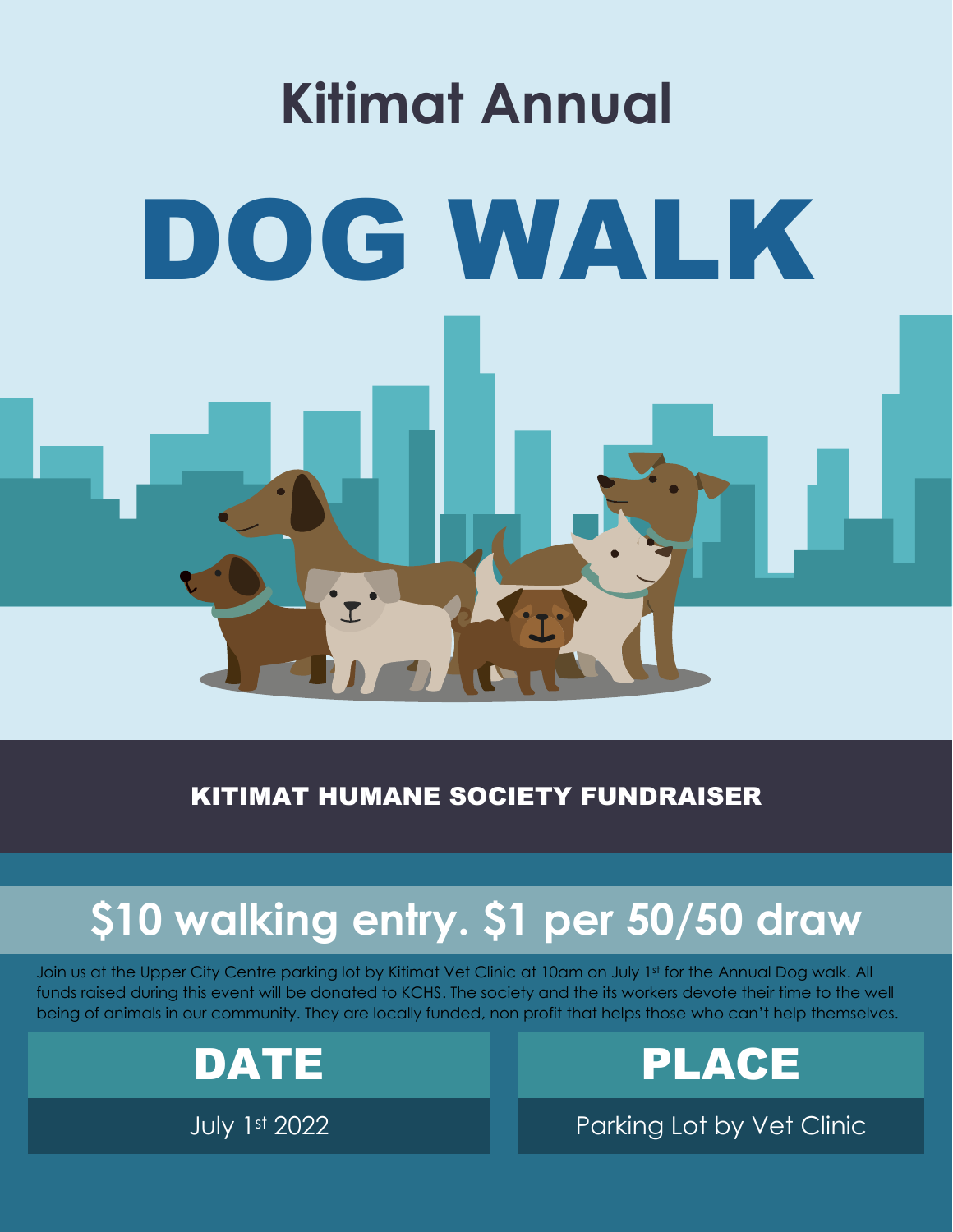# Kitimat Annual

# DOG WALK

## KITIMAT HUMANE SOCIETY FUNDRAISER

## $10 walking entry. $1 per 50/50 draw

Join us at the Upper City Centre parking lot by Kitimat Vet Clinic at 10am on July 1st for the Annual Dog walk. All funds raised during this event will be donated to KCHS. The society and the its workers devote their time to the well being of animals in our community. They are locally funded, non profit that helps those who can't help themselves.

| DATE | PLACE |
| --- | --- |
| July 1st 2022 | Parking Lot by Vet Clinic |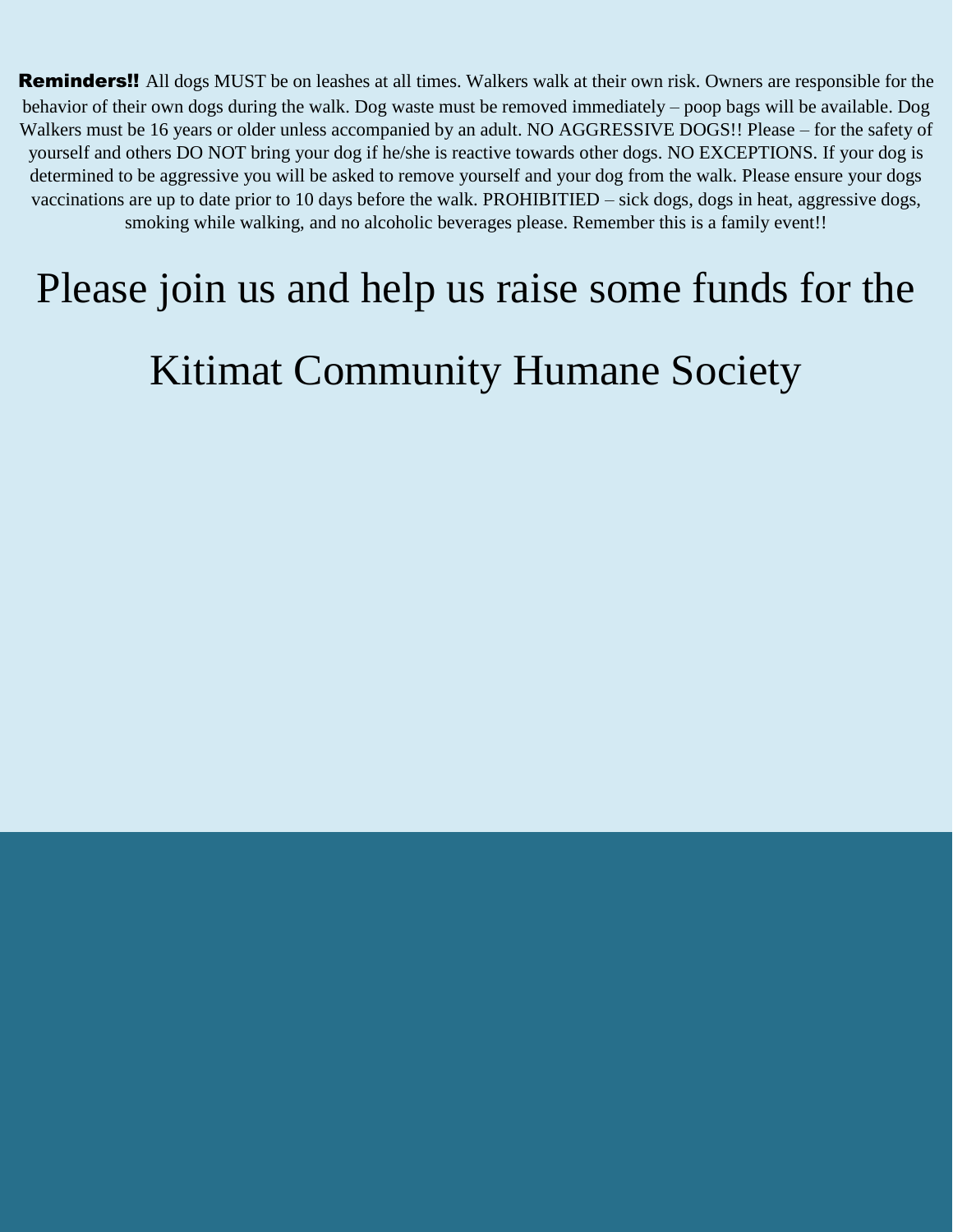**Reminders!!** All dogs MUST be on leashes at all times. Walkers walk at their own risk. Owners are responsible for the behavior of their own dogs during the walk. Dog waste must be removed immediately – poop bags will be available. Dog Walkers must be 16 years or older unless accompanied by an adult. NO AGGRESSIVE DOGS!! Please – for the safety of yourself and others DO NOT bring your dog if he/she is reactive towards other dogs. NO EXCEPTIONS. If your dog is determined to be aggressive you will be asked to remove yourself and your dog from the walk. Please ensure your dogs vaccinations are up to date prior to 10 days before the walk. PROHIBITIED – sick dogs, dogs in heat, aggressive dogs, smoking while walking, and no alcoholic beverages please. Remember this is a family event!!

# Please join us and help us raise some funds for the

# Kitimat Community Humane Society